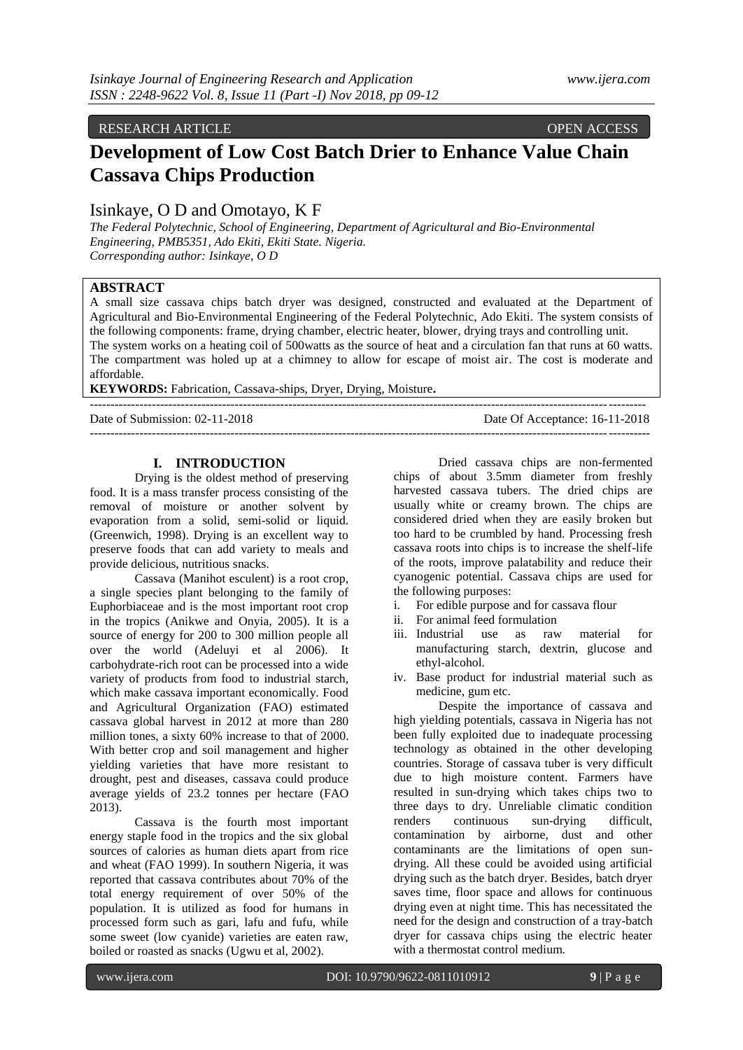RESEARCH ARTICLE OPEN ACCESS

# Development of Low Cost Batch Drier to Enhance Value Chain Cassava Chips Production

Isinkaye, O D and Omotayo, K F

*The Federal Polytechnic, School of Engineering, Department of Agricultural and Bio-Environmental Engineering, PMB5351, Ado Ekiti, Ekiti State. Nigeria.*
*Corresponding author: Isinkaye, O D*

## ABSTRACT

A small size cassava chips batch dryer was designed, constructed and evaluated at the Department of Agricultural and Bio-Environmental Engineering of the Federal Polytechnic, Ado Ekiti. The system consists of the following components: frame, drying chamber, electric heater, blower, drying trays and controlling unit. The system works on a heating coil of 500watts as the source of heat and a circulation fan that runs at 60 watts. The compartment was holed up at a chimney to allow for escape of moist air. The cost is moderate and affordable.

**KEYWORDS:** Fabrication, Cassava-ships, Dryer, Drying, Moisture**.**

Date of Submission: 02-11-2018 Date Of Acceptance: 16-11-2018

## I. INTRODUCTION

Drying is the oldest method of preserving food. It is a mass transfer process consisting of the removal of moisture or another solvent by evaporation from a solid, semi-solid or liquid. (Greenwich, 1998). Drying is an excellent way to preserve foods that can add variety to meals and provide delicious, nutritious snacks.

Cassava (Manihot esculent) is a root crop, a single species plant belonging to the family of Euphorbiaceae and is the most important root crop in the tropics (Anikwe and Onyia, 2005). It is a source of energy for 200 to 300 million people all over the world (Adeluyi et al 2006). It carbohydrate-rich root can be processed into a wide variety of products from food to industrial starch, which make cassava important economically. Food and Agricultural Organization (FAO) estimated cassava global harvest in 2012 at more than 280 million tones, a sixty 60% increase to that of 2000. With better crop and soil management and higher yielding varieties that have more resistant to drought, pest and diseases, cassava could produce average yields of 23.2 tonnes per hectare (FAO 2013).

Cassava is the fourth most important energy staple food in the tropics and the six global sources of calories as human diets apart from rice and wheat (FAO 1999). In southern Nigeria, it was reported that cassava contributes about 70% of the total energy requirement of over 50% of the population. It is utilized as food for humans in processed form such as gari, lafu and fufu, while some sweet (low cyanide) varieties are eaten raw, boiled or roasted as snacks (Ugwu et al, 2002).

Dried cassava chips are non-fermented chips of about 3.5mm diameter from freshly harvested cassava tubers. The dried chips are usually white or creamy brown. The chips are considered dried when they are easily broken but too hard to be crumbled by hand. Processing fresh cassava roots into chips is to increase the shelf-life of the roots, improve palatability and reduce their cyanogenic potential. Cassava chips are used for the following purposes:

i. For edible purpose and for cassava flour
ii. For animal feed formulation
iii. Industrial use as raw material for manufacturing starch, dextrin, glucose and ethyl-alcohol.
iv. Base product for industrial material such as medicine, gum etc.

Despite the importance of cassava and high yielding potentials, cassava in Nigeria has not been fully exploited due to inadequate processing technology as obtained in the other developing countries. Storage of cassava tuber is very difficult due to high moisture content. Farmers have resulted in sun-drying which takes chips two to three days to dry. Unreliable climatic condition renders continuous sun-drying difficult, contamination by airborne, dust and other contaminants are the limitations of open sun-drying. All these could be avoided using artificial drying such as the batch dryer. Besides, batch dryer saves time, floor space and allows for continuous drying even at night time. This has necessitated the need for the design and construction of a tray-batch dryer for cassava chips using the electric heater with a thermostat control medium.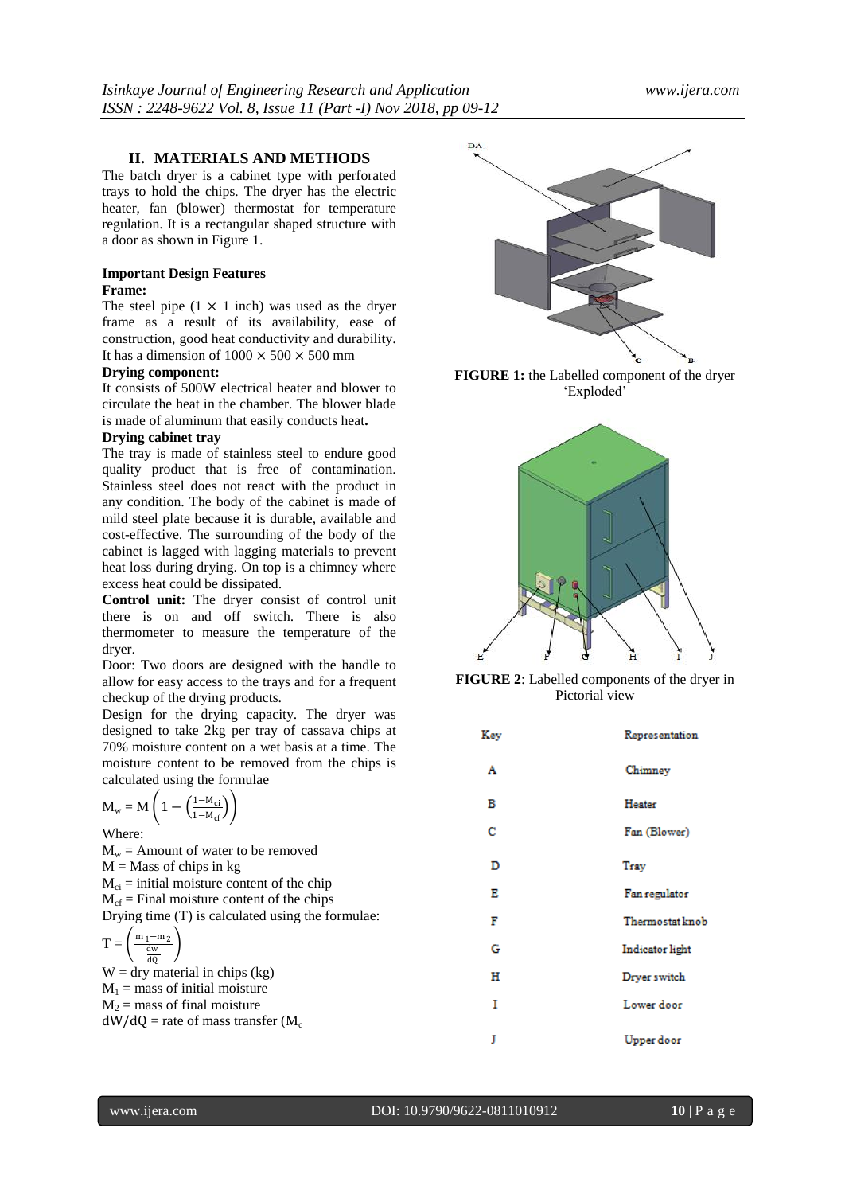## II. MATERIALS AND METHODS

The batch dryer is a cabinet type with perforated trays to hold the chips. The dryer has the electric heater, fan (blower) thermostat for temperature regulation. It is a rectangular shaped structure with a door as shown in Figure 1.

### Important Design Features

**Frame:**

The steel pipe ($1 \times 1$ inch) was used as the dryer frame as a result of its availability, ease of construction, good heat conductivity and durability. It has a dimension of $1000 \times 500 \times 500$ mm

**Drying component:**

It consists of 500W electrical heater and blower to circulate the heat in the chamber. The blower blade is made of aluminum that easily conducts heat**.**

**Drying cabinet tray**

The tray is made of stainless steel to endure good quality product that is free of contamination. Stainless steel does not react with the product in any condition. The body of the cabinet is made of mild steel plate because it is durable, available and cost-effective. The surrounding of the body of the cabinet is lagged with lagging materials to prevent heat loss during drying. On top is a chimney where excess heat could be dissipated.

**Control unit:** The dryer consist of control unit there is on and off switch. There is also thermometer to measure the temperature of the dryer.

Door: Two doors are designed with the handle to allow for easy access to the trays and for a frequent checkup of the drying products.

Design for the drying capacity. The dryer was designed to take 2kg per tray of cassava chips at 70% moisture content on a wet basis at a time. The moisture content to be removed from the chips is calculated using the formulae

$$M_w = M\left(1 - \left(\frac{1-M_{ci}}{1-M_{cf}}\right)\right)$$

Where:

$M_w$ = Amount of water to be removed

$M$ = Mass of chips in kg

$M_{ci}$ = initial moisture content of the chip

$M_{cf}$ = Final moisture content of the chips

Drying time (T) is calculated using the formulae:

$$T = \left(\frac{m_1 - m_2}{\frac{dw}{dQ}}\right)$$

$W$ = dry material in chips (kg)

$M_1$ = mass of initial moisture

$M_2$ = mass of final moisture

$dW/dQ$ = rate of mass transfer ($M_c$

**FIGURE 1:** the Labelled component of the dryer 'Exploded'

**FIGURE 2**: Labelled components of the dryer in Pictorial view

| Key | Representation |
|---|---|
| A | Chimney |
| B | Heater |
| C | Fan (Blower) |
| D | Tray |
| E | Fan regulator |
| F | Thermostat knob |
| G | Indicator light |
| H | Dryer switch |
| I | Lower door |
| J | Upper door |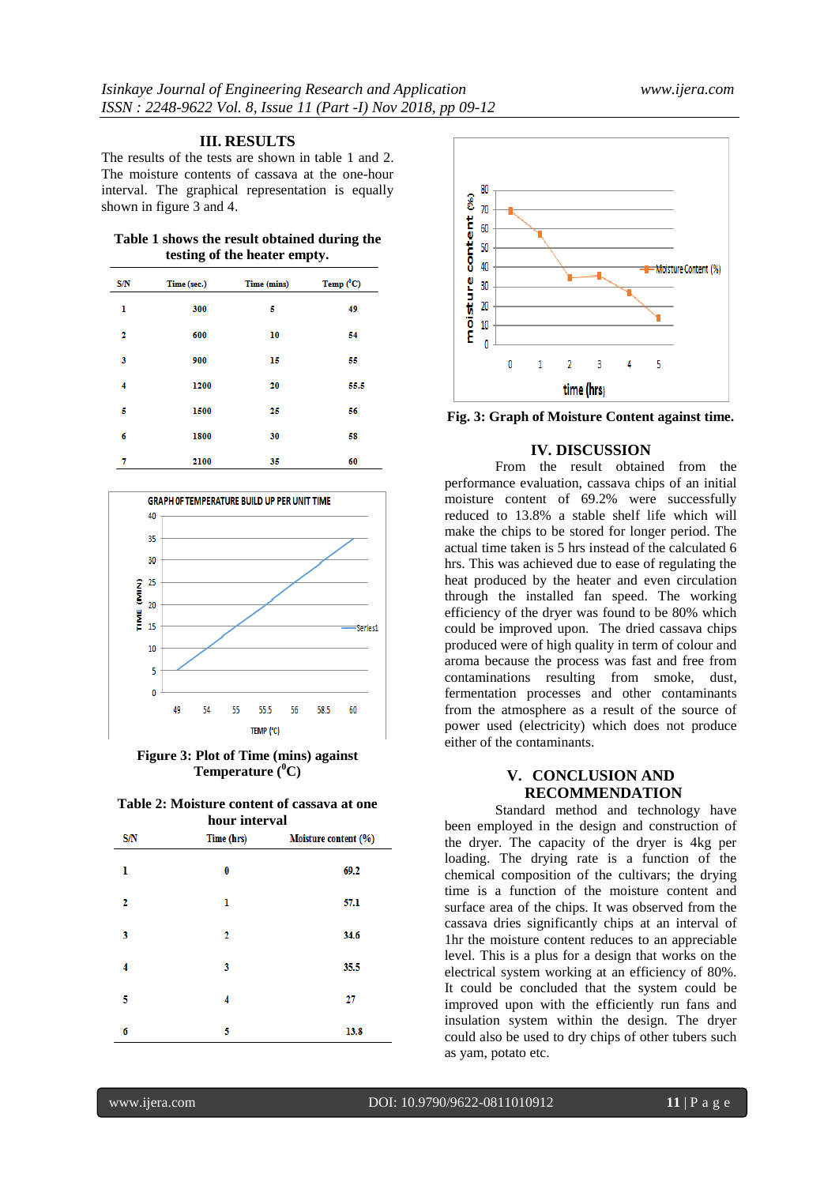## III. RESULTS

The results of the tests are shown in table 1 and 2. The moisture contents of cassava at the one-hour interval. The graphical representation is equally shown in figure 3 and 4.

**Table 1 shows the result obtained during the testing of the heater empty.**

| S/N | Time (sec.) | Time (mins) | Temp (⁰C) |
|---|---|---|---|
| 1 | 300 | 5 | 49 |
| 2 | 600 | 10 | 54 |
| 3 | 900 | 15 | 55 |
| 4 | 1200 | 20 | 55.5 |
| 5 | 1500 | 25 | 56 |
| 6 | 1800 | 30 | 58 |
| 7 | 2100 | 35 | 60 |

**Figure 3: Plot of Time (mins) against Temperature (⁰C)**

**Table 2: Moisture content of cassava at one hour interval**

| S/N | Time (hrs) | Moisture content (%) |
|---|---|---|
| 1 | 0 | 69.2 |
| 2 | 1 | 57.1 |
| 3 | 2 | 34.6 |
| 4 | 3 | 35.5 |
| 5 | 4 | 27 |
| 6 | 5 | 13.8 |

**Fig. 3: Graph of Moisture Content against time.**

## IV. DISCUSSION

From the result obtained from the performance evaluation, cassava chips of an initial moisture content of 69.2% were successfully reduced to 13.8% a stable shelf life which will make the chips to be stored for longer period. The actual time taken is 5 hrs instead of the calculated 6 hrs. This was achieved due to ease of regulating the heat produced by the heater and even circulation through the installed fan speed. The working efficiency of the dryer was found to be 80% which could be improved upon. The dried cassava chips produced were of high quality in term of colour and aroma because the process was fast and free from contaminations resulting from smoke, dust, fermentation processes and other contaminants from the atmosphere as a result of the source of power used (electricity) which does not produce either of the contaminants.

## V. CONCLUSION AND RECOMMENDATION

Standard method and technology have been employed in the design and construction of the dryer. The capacity of the dryer is 4kg per loading. The drying rate is a function of the chemical composition of the cultivars; the drying time is a function of the moisture content and surface area of the chips. It was observed from the cassava dries significantly chips at an interval of 1hr the moisture content reduces to an appreciable level. This is a plus for a design that works on the electrical system working at an efficiency of 80%. It could be concluded that the system could be improved upon with the efficiently run fans and insulation system within the design. The dryer could also be used to dry chips of other tubers such as yam, potato etc.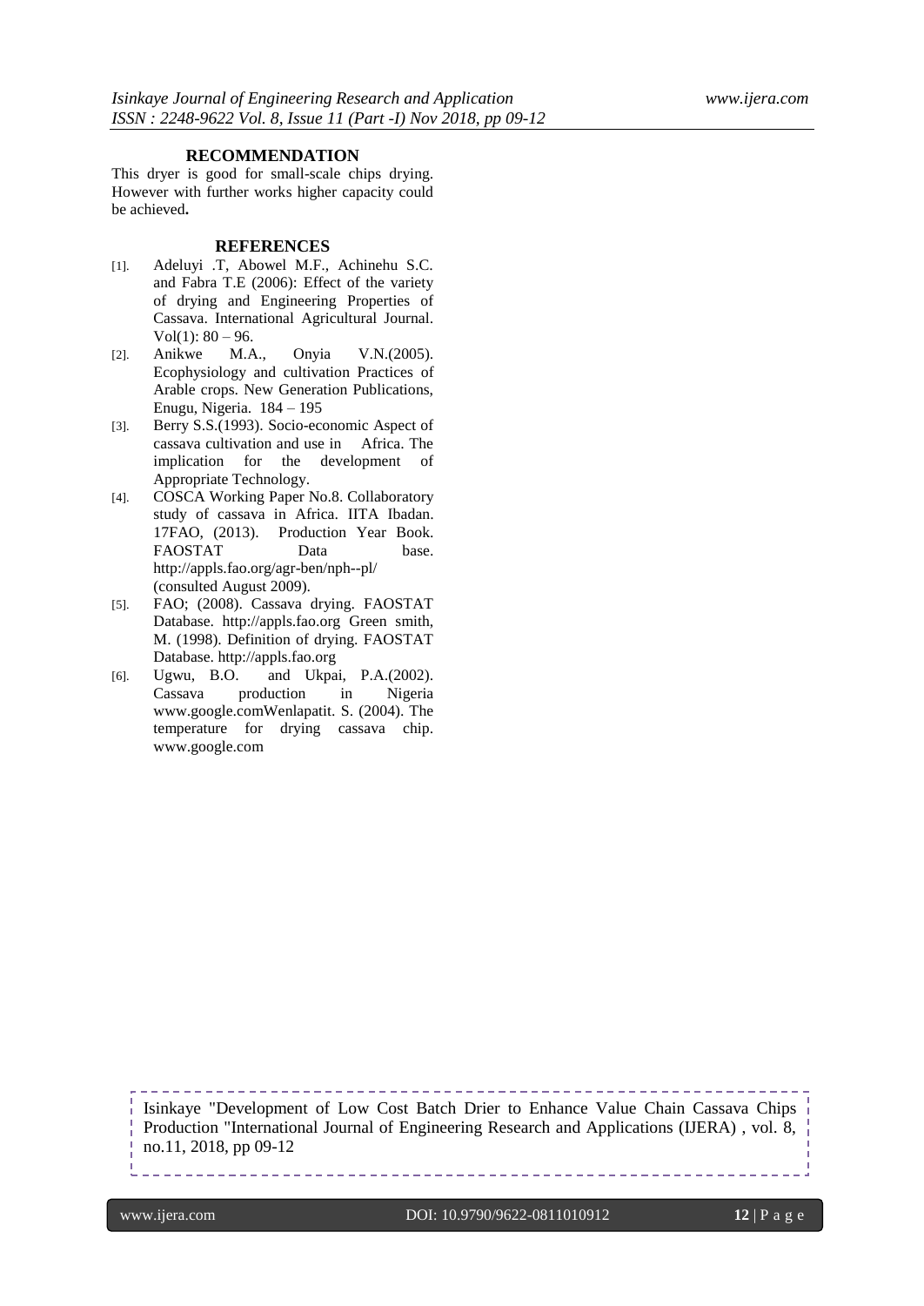## RECOMMENDATION

This dryer is good for small-scale chips drying. However with further works higher capacity could be achieved**.**

## REFERENCES

[1]. Adeluyi .T, Abowel M.F., Achinehu S.C. and Fabra T.E (2006): Effect of the variety of drying and Engineering Properties of Cassava. International Agricultural Journal. Vol(1): 80 – 96.

[2]. Anikwe M.A., Onyia V.N.(2005). Ecophysiology and cultivation Practices of Arable crops. New Generation Publications, Enugu, Nigeria. 184 – 195

[3]. Berry S.S.(1993). Socio-economic Aspect of cassava cultivation and use in Africa. The implication for the development of Appropriate Technology.

[4]. COSCA Working Paper No.8. Collaboratory study of cassava in Africa. IITA Ibadan. 17FAO, (2013). Production Year Book. FAOSTAT Data base. http://appls.fao.org/agr-ben/nph--pl/ (consulted August 2009).

[5]. FAO; (2008). Cassava drying. FAOSTAT Database. http://appls.fao.org Green smith, M. (1998). Definition of drying. FAOSTAT Database. http://appls.fao.org

[6]. Ugwu, B.O. and Ukpai, P.A.(2002). Cassava production in Nigeria www.google.comWenlapatit. S. (2004). The temperature for drying cassava chip. www.google.com

Isinkaye "Development of Low Cost Batch Drier to Enhance Value Chain Cassava Chips Production "International Journal of Engineering Research and Applications (IJERA) , vol. 8, no.11, 2018, pp 09-12